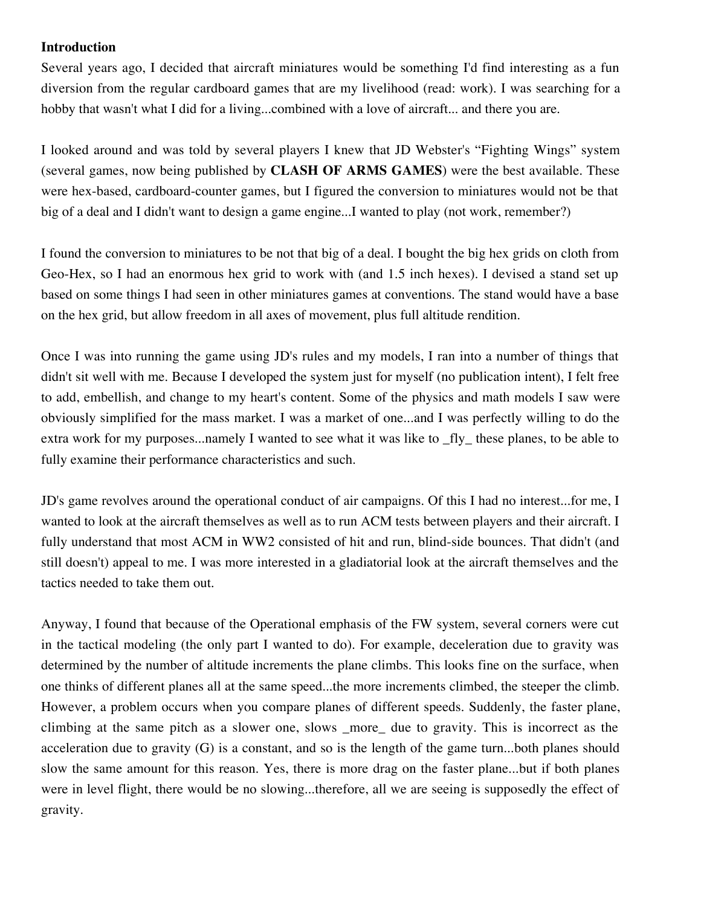**Introduction**

Several years ago, I decided that aircraft miniatures would be something I'd find interesting as a fun diversion from the regular cardboard games that are my livelihood (read: work). I was searching for a hobby that wasn't what I did for a living...combined with a love of aircraft... and there you are.

I looked around and was told by several players I knew that JD Webster's "Fighting Wings" system (several games, now being published by **CLASH OF ARMS GAMES**) were the best available. These were hex-based, cardboard-counter games, but I figured the conversion to miniatures would not be that big of a deal and I didn't want to design a game engine...I wanted to play (not work, remember?)

I found the conversion to miniatures to be not that big of a deal. I bought the big hex grids on cloth from Geo-Hex, so I had an enormous hex grid to work with (and 1.5 inch hexes). I devised a stand set up based on some things I had seen in other miniatures games at conventions. The stand would have a base on the hex grid, but allow freedom in all axes of movement, plus full altitude rendition.

Once I was into running the game using JD's rules and my models, I ran into a number of things that didn't sit well with me. Because I developed the system just for myself (no publication intent), I felt free to add, embellish, and change to my heart's content. Some of the physics and math models I saw were obviously simplified for the mass market. I was a market of one...and I was perfectly willing to do the extra work for my purposes...namely I wanted to see what it was like to _fly_ these planes, to be able to fully examine their performance characteristics and such.

JD's game revolves around the operational conduct of air campaigns. Of this I had no interest...for me, I wanted to look at the aircraft themselves as well as to run ACM tests between players and their aircraft. I fully understand that most ACM in WW2 consisted of hit and run, blind-side bounces. That didn't (and still doesn't) appeal to me. I was more interested in a gladiatorial look at the aircraft themselves and the tactics needed to take them out.

Anyway, I found that because of the Operational emphasis of the FW system, several corners were cut in the tactical modeling (the only part I wanted to do). For example, deceleration due to gravity was determined by the number of altitude increments the plane climbs. This looks fine on the surface, when one thinks of different planes all at the same speed...the more increments climbed, the steeper the climb. However, a problem occurs when you compare planes of different speeds. Suddenly, the faster plane, climbing at the same pitch as a slower one, slows _more_ due to gravity. This is incorrect as the acceleration due to gravity (G) is a constant, and so is the length of the game turn...both planes should slow the same amount for this reason. Yes, there is more drag on the faster plane...but if both planes were in level flight, there would be no slowing...therefore, all we are seeing is supposedly the effect of gravity.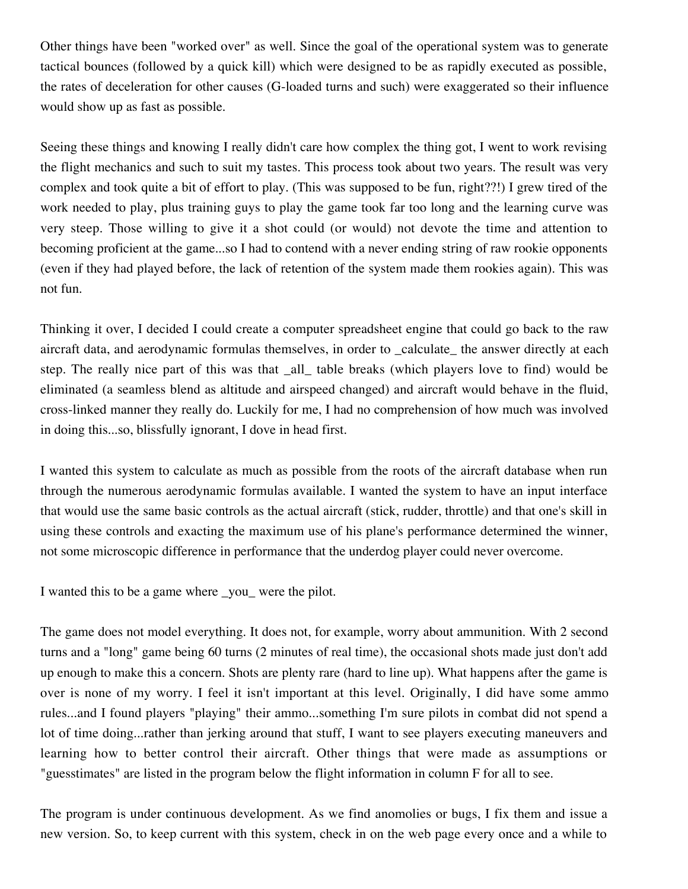Other things have been "worked over" as well. Since the goal of the operational system was to generate tactical bounces (followed by a quick kill) which were designed to be as rapidly executed as possible, the rates of deceleration for other causes (G-loaded turns and such) were exaggerated so their influence would show up as fast as possible.

Seeing these things and knowing I really didn't care how complex the thing got, I went to work revising the flight mechanics and such to suit my tastes. This process took about two years. The result was very complex and took quite a bit of effort to play. (This was supposed to be fun, right??!) I grew tired of the work needed to play, plus training guys to play the game took far too long and the learning curve was very steep. Those willing to give it a shot could (or would) not devote the time and attention to becoming proficient at the game...so I had to contend with a never ending string of raw rookie opponents (even if they had played before, the lack of retention of the system made them rookies again). This was not fun.

Thinking it over, I decided I could create a computer spreadsheet engine that could go back to the raw aircraft data, and aerodynamic formulas themselves, in order to _calculate_ the answer directly at each step. The really nice part of this was that _all_ table breaks (which players love to find) would be eliminated (a seamless blend as altitude and airspeed changed) and aircraft would behave in the fluid, cross-linked manner they really do. Luckily for me, I had no comprehension of how much was involved in doing this...so, blissfully ignorant, I dove in head first.

I wanted this system to calculate as much as possible from the roots of the aircraft database when run through the numerous aerodynamic formulas available. I wanted the system to have an input interface that would use the same basic controls as the actual aircraft (stick, rudder, throttle) and that one's skill in using these controls and exacting the maximum use of his plane's performance determined the winner, not some microscopic difference in performance that the underdog player could never overcome.

I wanted this to be a game where _you_ were the pilot.

The game does not model everything. It does not, for example, worry about ammunition. With 2 second turns and a "long" game being 60 turns (2 minutes of real time), the occasional shots made just don't add up enough to make this a concern. Shots are plenty rare (hard to line up). What happens after the game is over is none of my worry. I feel it isn't important at this level. Originally, I did have some ammo rules...and I found players "playing" their ammo...something I'm sure pilots in combat did not spend a lot of time doing...rather than jerking around that stuff, I want to see players executing maneuvers and learning how to better control their aircraft. Other things that were made as assumptions or "guesstimates" are listed in the program below the flight information in column F for all to see.

The program is under continuous development. As we find anomolies or bugs, I fix them and issue a new version. So, to keep current with this system, check in on the web page every once and a while to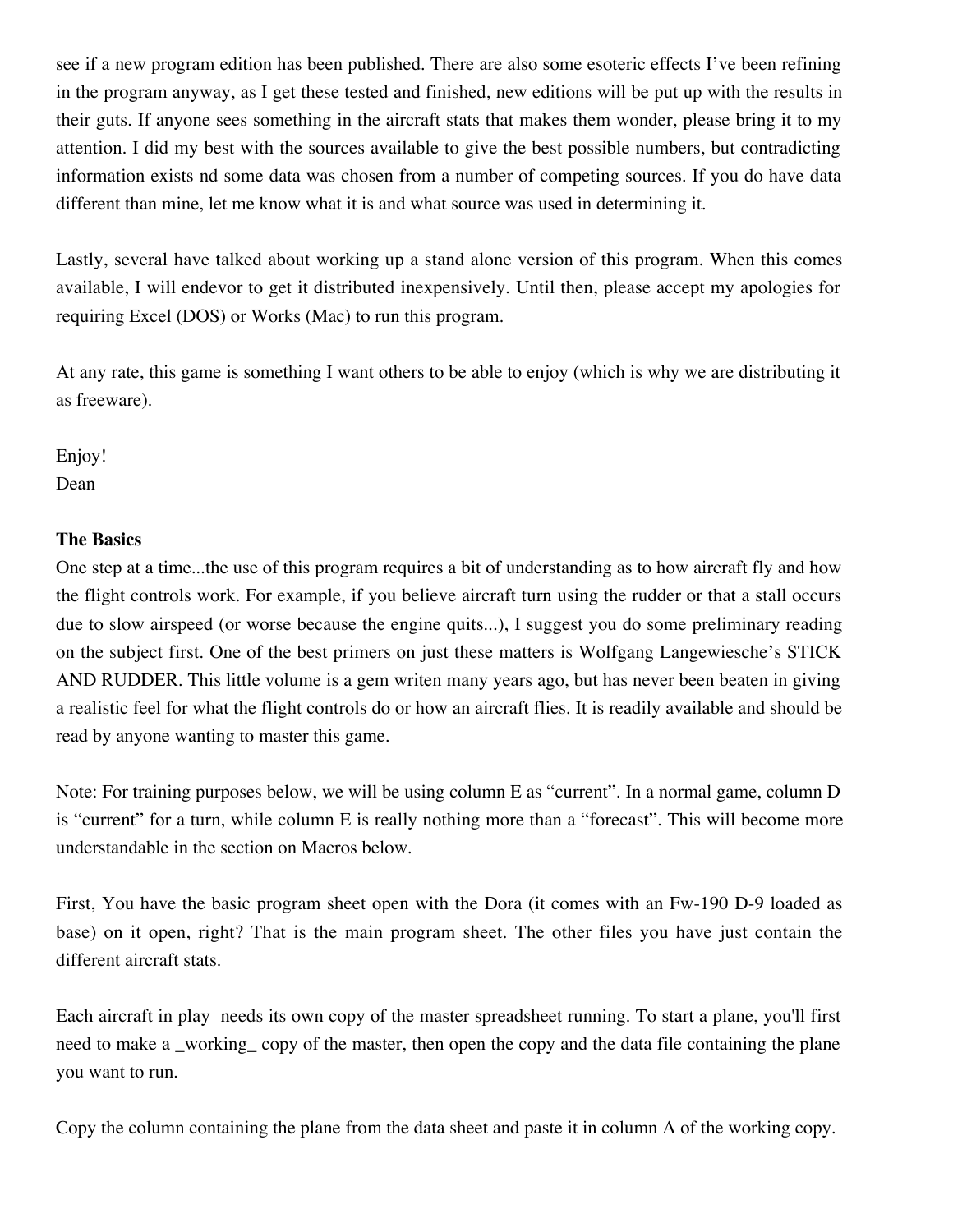see if a new program edition has been published. There are also some esoteric effects I've been refining in the program anyway, as I get these tested and finished, new editions will be put up with the results in their guts. If anyone sees something in the aircraft stats that makes them wonder, please bring it to my attention. I did my best with the sources available to give the best possible numbers, but contradicting information exists nd some data was chosen from a number of competing sources. If you do have data different than mine, let me know what it is and what source was used in determining it.

Lastly, several have talked about working up a stand alone version of this program. When this comes available, I will endevor to get it distributed inexpensively. Until then, please accept my apologies for requiring Excel (DOS) or Works (Mac) to run this program.

At any rate, this game is something I want others to be able to enjoy (which is why we are distributing it as freeware).

Enjoy!
Dean

**The Basics**

One step at a time...the use of this program requires a bit of understanding as to how aircraft fly and how the flight controls work. For example, if you believe aircraft turn using the rudder or that a stall occurs due to slow airspeed (or worse because the engine quits...), I suggest you do some preliminary reading on the subject first. One of the best primers on just these matters is Wolfgang Langewiesche's STICK AND RUDDER. This little volume is a gem writen many years ago, but has never been beaten in giving a realistic feel for what the flight controls do or how an aircraft flies. It is readily available and should be read by anyone wanting to master this game.

Note: For training purposes below, we will be using column E as "current". In a normal game, column D is "current" for a turn, while column E is really nothing more than a "forecast". This will become more understandable in the section on Macros below.

First, You have the basic program sheet open with the Dora (it comes with an Fw-190 D-9 loaded as base) on it open, right? That is the main program sheet. The other files you have just contain the different aircraft stats.

Each aircraft in play needs its own copy of the master spreadsheet running. To start a plane, you'll first need to make a _working_ copy of the master, then open the copy and the data file containing the plane you want to run.

Copy the column containing the plane from the data sheet and paste it in column A of the working copy.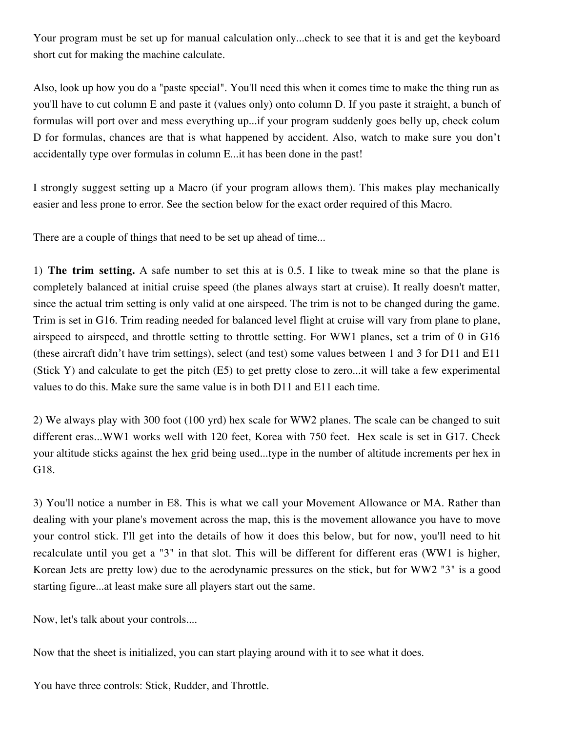Your program must be set up for manual calculation only...check to see that it is and get the keyboard short cut for making the machine calculate.

Also, look up how you do a "paste special". You'll need this when it comes time to make the thing run as you'll have to cut column E and paste it (values only) onto column D. If you paste it straight, a bunch of formulas will port over and mess everything up...if your program suddenly goes belly up, check colum D for formulas, chances are that is what happened by accident. Also, watch to make sure you don't accidentally type over formulas in column E...it has been done in the past!

I strongly suggest setting up a Macro (if your program allows them). This makes play mechanically easier and less prone to error. See the section below for the exact order required of this Macro.

There are a couple of things that need to be set up ahead of time...

1) **The trim setting.** A safe number to set this at is 0.5. I like to tweak mine so that the plane is completely balanced at initial cruise speed (the planes always start at cruise). It really doesn't matter, since the actual trim setting is only valid at one airspeed. The trim is not to be changed during the game. Trim is set in G16. Trim reading needed for balanced level flight at cruise will vary from plane to plane, airspeed to airspeed, and throttle setting to throttle setting. For WW1 planes, set a trim of 0 in G16 (these aircraft didn't have trim settings), select (and test) some values between 1 and 3 for D11 and E11 (Stick Y) and calculate to get the pitch (E5) to get pretty close to zero...it will take a few experimental values to do this. Make sure the same value is in both D11 and E11 each time.

2) We always play with 300 foot (100 yrd) hex scale for WW2 planes. The scale can be changed to suit different eras...WW1 works well with 120 feet, Korea with 750 feet. Hex scale is set in G17. Check your altitude sticks against the hex grid being used...type in the number of altitude increments per hex in G18.

3) You'll notice a number in E8. This is what we call your Movement Allowance or MA. Rather than dealing with your plane's movement across the map, this is the movement allowance you have to move your control stick. I'll get into the details of how it does this below, but for now, you'll need to hit recalculate until you get a "3" in that slot. This will be different for different eras (WW1 is higher, Korean Jets are pretty low) due to the aerodynamic pressures on the stick, but for WW2 "3" is a good starting figure...at least make sure all players start out the same.

Now, let's talk about your controls....

Now that the sheet is initialized, you can start playing around with it to see what it does.

You have three controls: Stick, Rudder, and Throttle.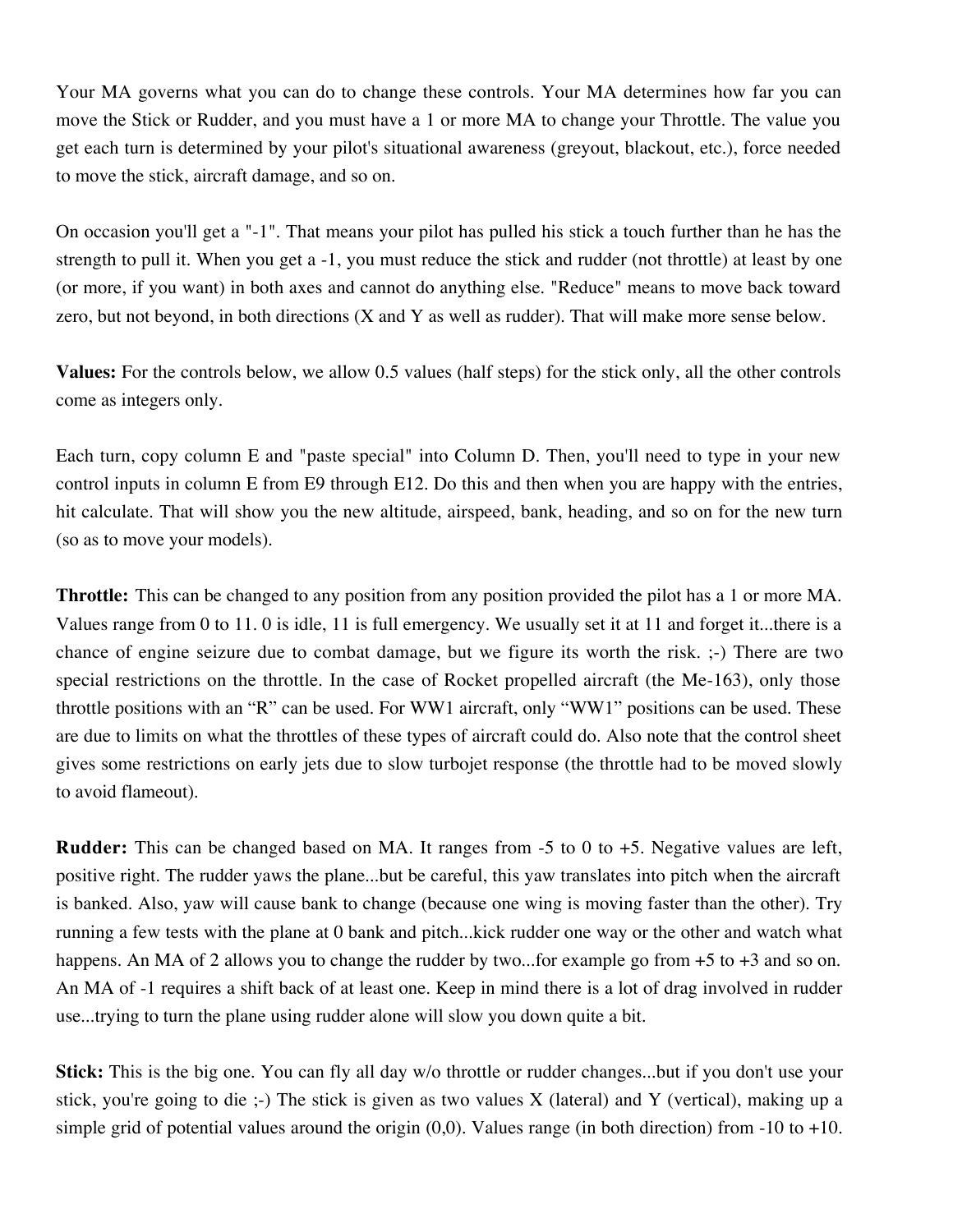Your MA governs what you can do to change these controls. Your MA determines how far you can move the Stick or Rudder, and you must have a 1 or more MA to change your Throttle. The value you get each turn is determined by your pilot's situational awareness (greyout, blackout, etc.), force needed to move the stick, aircraft damage, and so on.

On occasion you'll get a "-1". That means your pilot has pulled his stick a touch further than he has the strength to pull it. When you get a -1, you must reduce the stick and rudder (not throttle) at least by one (or more, if you want) in both axes and cannot do anything else. "Reduce" means to move back toward zero, but not beyond, in both directions (X and Y as well as rudder). That will make more sense below.

**Values:** For the controls below, we allow 0.5 values (half steps) for the stick only, all the other controls come as integers only.

Each turn, copy column E and "paste special" into Column D. Then, you'll need to type in your new control inputs in column E from E9 through E12. Do this and then when you are happy with the entries, hit calculate. That will show you the new altitude, airspeed, bank, heading, and so on for the new turn (so as to move your models).

**Throttle:** This can be changed to any position from any position provided the pilot has a 1 or more MA. Values range from 0 to 11. 0 is idle, 11 is full emergency. We usually set it at 11 and forget it...there is a chance of engine seizure due to combat damage, but we figure its worth the risk. ;-) There are two special restrictions on the throttle. In the case of Rocket propelled aircraft (the Me-163), only those throttle positions with an "R" can be used. For WW1 aircraft, only "WW1" positions can be used. These are due to limits on what the throttles of these types of aircraft could do. Also note that the control sheet gives some restrictions on early jets due to slow turbojet response (the throttle had to be moved slowly to avoid flameout).

**Rudder:** This can be changed based on MA. It ranges from -5 to 0 to +5. Negative values are left, positive right. The rudder yaws the plane...but be careful, this yaw translates into pitch when the aircraft is banked. Also, yaw will cause bank to change (because one wing is moving faster than the other). Try running a few tests with the plane at 0 bank and pitch...kick rudder one way or the other and watch what happens. An MA of 2 allows you to change the rudder by two...for example go from +5 to +3 and so on. An MA of -1 requires a shift back of at least one. Keep in mind there is a lot of drag involved in rudder use...trying to turn the plane using rudder alone will slow you down quite a bit.

**Stick:** This is the big one. You can fly all day w/o throttle or rudder changes...but if you don't use your stick, you're going to die ;-) The stick is given as two values X (lateral) and Y (vertical), making up a simple grid of potential values around the origin (0,0). Values range (in both direction) from -10 to +10.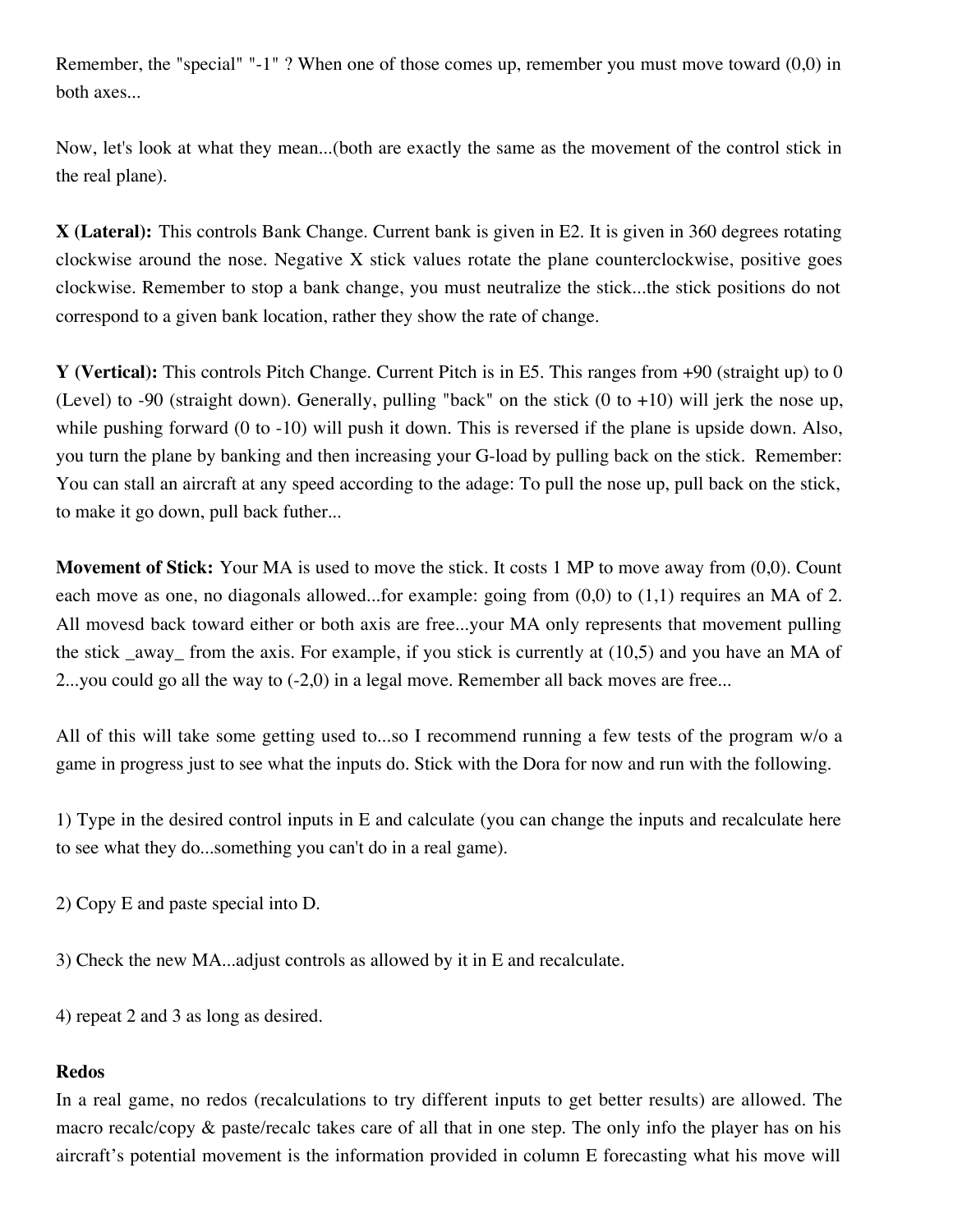Remember, the "special" "-1" ? When one of those comes up, remember you must move toward (0,0) in both axes...

Now, let's look at what they mean...(both are exactly the same as the movement of the control stick in the real plane).

**X (Lateral):** This controls Bank Change. Current bank is given in E2. It is given in 360 degrees rotating clockwise around the nose. Negative X stick values rotate the plane counterclockwise, positive goes clockwise. Remember to stop a bank change, you must neutralize the stick...the stick positions do not correspond to a given bank location, rather they show the rate of change.

**Y (Vertical):** This controls Pitch Change. Current Pitch is in E5. This ranges from +90 (straight up) to 0 (Level) to -90 (straight down). Generally, pulling "back" on the stick (0 to +10) will jerk the nose up, while pushing forward (0 to -10) will push it down. This is reversed if the plane is upside down. Also, you turn the plane by banking and then increasing your G-load by pulling back on the stick. Remember: You can stall an aircraft at any speed according to the adage: To pull the nose up, pull back on the stick, to make it go down, pull back futher...

**Movement of Stick:** Your MA is used to move the stick. It costs 1 MP to move away from (0,0). Count each move as one, no diagonals allowed...for example: going from (0,0) to (1,1) requires an MA of 2. All movesd back toward either or both axis are free...your MA only represents that movement pulling the stick _away_ from the axis. For example, if you stick is currently at (10,5) and you have an MA of 2...you could go all the way to (-2,0) in a legal move. Remember all back moves are free...

All of this will take some getting used to...so I recommend running a few tests of the program w/o a game in progress just to see what the inputs do. Stick with the Dora for now and run with the following.

1) Type in the desired control inputs in E and calculate (you can change the inputs and recalculate here to see what they do...something you can't do in a real game).

2) Copy E and paste special into D.

3) Check the new MA...adjust controls as allowed by it in E and recalculate.

4) repeat 2 and 3 as long as desired.

**Redos**
In a real game, no redos (recalculations to try different inputs to get better results) are allowed. The macro recalc/copy & paste/recalc takes care of all that in one step. The only info the player has on his aircraft's potential movement is the information provided in column E forecasting what his move will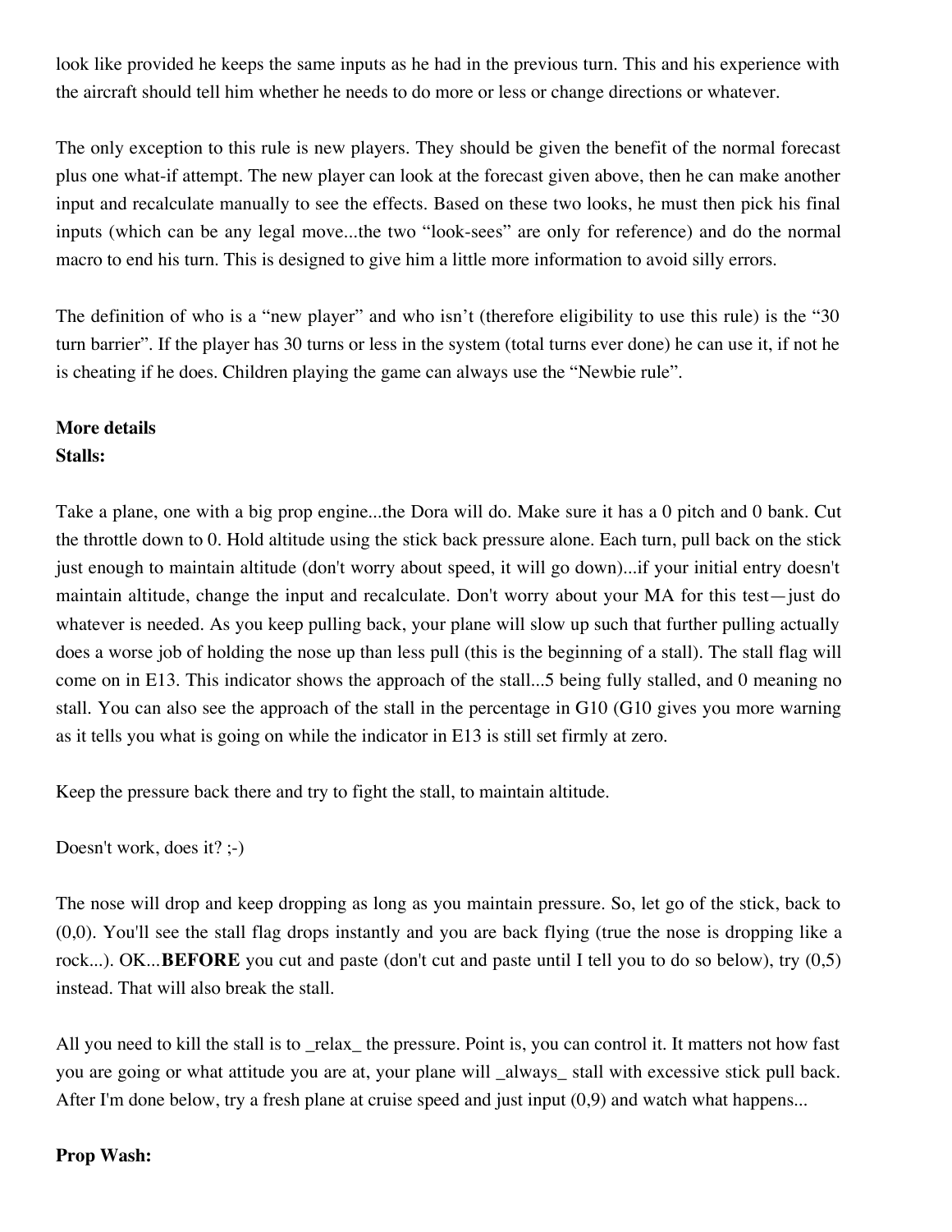look like provided he keeps the same inputs as he had in the previous turn. This and his experience with the aircraft should tell him whether he needs to do more or less or change directions or whatever.

The only exception to this rule is new players. They should be given the benefit of the normal forecast plus one what-if attempt. The new player can look at the forecast given above, then he can make another input and recalculate manually to see the effects. Based on these two looks, he must then pick his final inputs (which can be any legal move...the two "look-sees" are only for reference) and do the normal macro to end his turn. This is designed to give him a little more information to avoid silly errors.

The definition of who is a "new player" and who isn't (therefore eligibility to use this rule) is the "30 turn barrier". If the player has 30 turns or less in the system (total turns ever done) he can use it, if not he is cheating if he does. Children playing the game can always use the "Newbie rule".

**More details**

**Stalls:**

Take a plane, one with a big prop engine...the Dora will do. Make sure it has a 0 pitch and 0 bank. Cut the throttle down to 0. Hold altitude using the stick back pressure alone. Each turn, pull back on the stick just enough to maintain altitude (don't worry about speed, it will go down)...if your initial entry doesn't maintain altitude, change the input and recalculate. Don't worry about your MA for this test—just do whatever is needed. As you keep pulling back, your plane will slow up such that further pulling actually does a worse job of holding the nose up than less pull (this is the beginning of a stall). The stall flag will come on in E13. This indicator shows the approach of the stall...5 being fully stalled, and 0 meaning no stall. You can also see the approach of the stall in the percentage in G10 (G10 gives you more warning as it tells you what is going on while the indicator in E13 is still set firmly at zero.

Keep the pressure back there and try to fight the stall, to maintain altitude.

Doesn't work, does it? ;-)

The nose will drop and keep dropping as long as you maintain pressure. So, let go of the stick, back to (0,0). You'll see the stall flag drops instantly and you are back flying (true the nose is dropping like a rock...). OK...**BEFORE** you cut and paste (don't cut and paste until I tell you to do so below), try (0,5) instead. That will also break the stall.

All you need to kill the stall is to _relax_ the pressure. Point is, you can control it. It matters not how fast you are going or what attitude you are at, your plane will _always_ stall with excessive stick pull back. After I'm done below, try a fresh plane at cruise speed and just input (0,9) and watch what happens...

**Prop Wash:**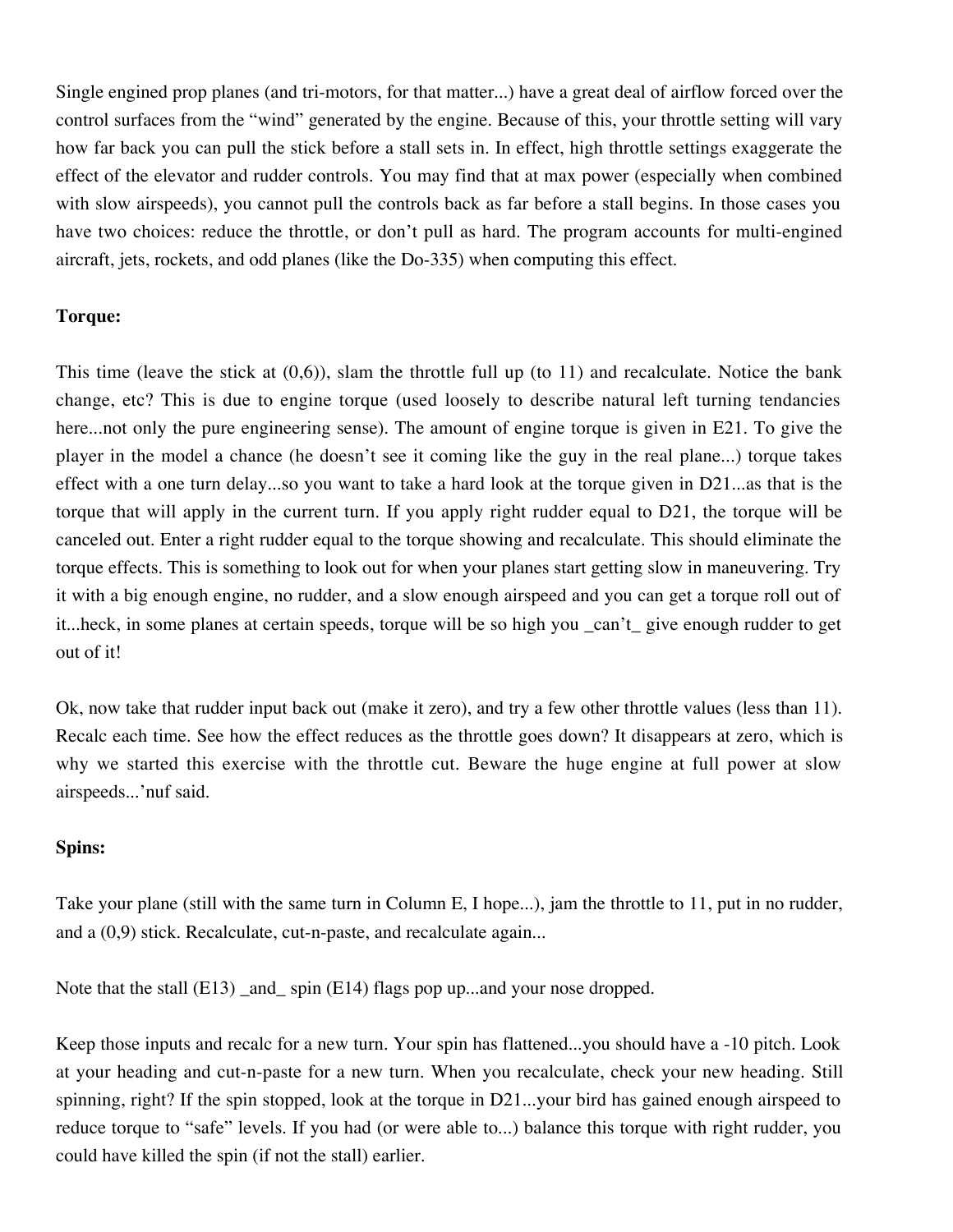Single engined prop planes (and tri-motors, for that matter...) have a great deal of airflow forced over the control surfaces from the "wind" generated by the engine. Because of this, your throttle setting will vary how far back you can pull the stick before a stall sets in. In effect, high throttle settings exaggerate the effect of the elevator and rudder controls. You may find that at max power (especially when combined with slow airspeeds), you cannot pull the controls back as far before a stall begins. In those cases you have two choices: reduce the throttle, or don't pull as hard. The program accounts for multi-engined aircraft, jets, rockets, and odd planes (like the Do-335) when computing this effect.

**Torque:**

This time (leave the stick at (0,6)), slam the throttle full up (to 11) and recalculate. Notice the bank change, etc? This is due to engine torque (used loosely to describe natural left turning tendancies here...not only the pure engineering sense). The amount of engine torque is given in E21. To give the player in the model a chance (he doesn't see it coming like the guy in the real plane...) torque takes effect with a one turn delay...so you want to take a hard look at the torque given in D21...as that is the torque that will apply in the current turn. If you apply right rudder equal to D21, the torque will be canceled out. Enter a right rudder equal to the torque showing and recalculate. This should eliminate the torque effects. This is something to look out for when your planes start getting slow in maneuvering. Try it with a big enough engine, no rudder, and a slow enough airspeed and you can get a torque roll out of it...heck, in some planes at certain speeds, torque will be so high you _can't_ give enough rudder to get out of it!

Ok, now take that rudder input back out (make it zero), and try a few other throttle values (less than 11). Recalc each time. See how the effect reduces as the throttle goes down? It disappears at zero, which is why we started this exercise with the throttle cut. Beware the huge engine at full power at slow airspeeds...'nuf said.

**Spins:**

Take your plane (still with the same turn in Column E, I hope...), jam the throttle to 11, put in no rudder, and a (0,9) stick. Recalculate, cut-n-paste, and recalculate again...

Note that the stall (E13) _and_ spin (E14) flags pop up...and your nose dropped.

Keep those inputs and recalc for a new turn. Your spin has flattened...you should have a -10 pitch. Look at your heading and cut-n-paste for a new turn. When you recalculate, check your new heading. Still spinning, right? If the spin stopped, look at the torque in D21...your bird has gained enough airspeed to reduce torque to "safe" levels. If you had (or were able to...) balance this torque with right rudder, you could have killed the spin (if not the stall) earlier.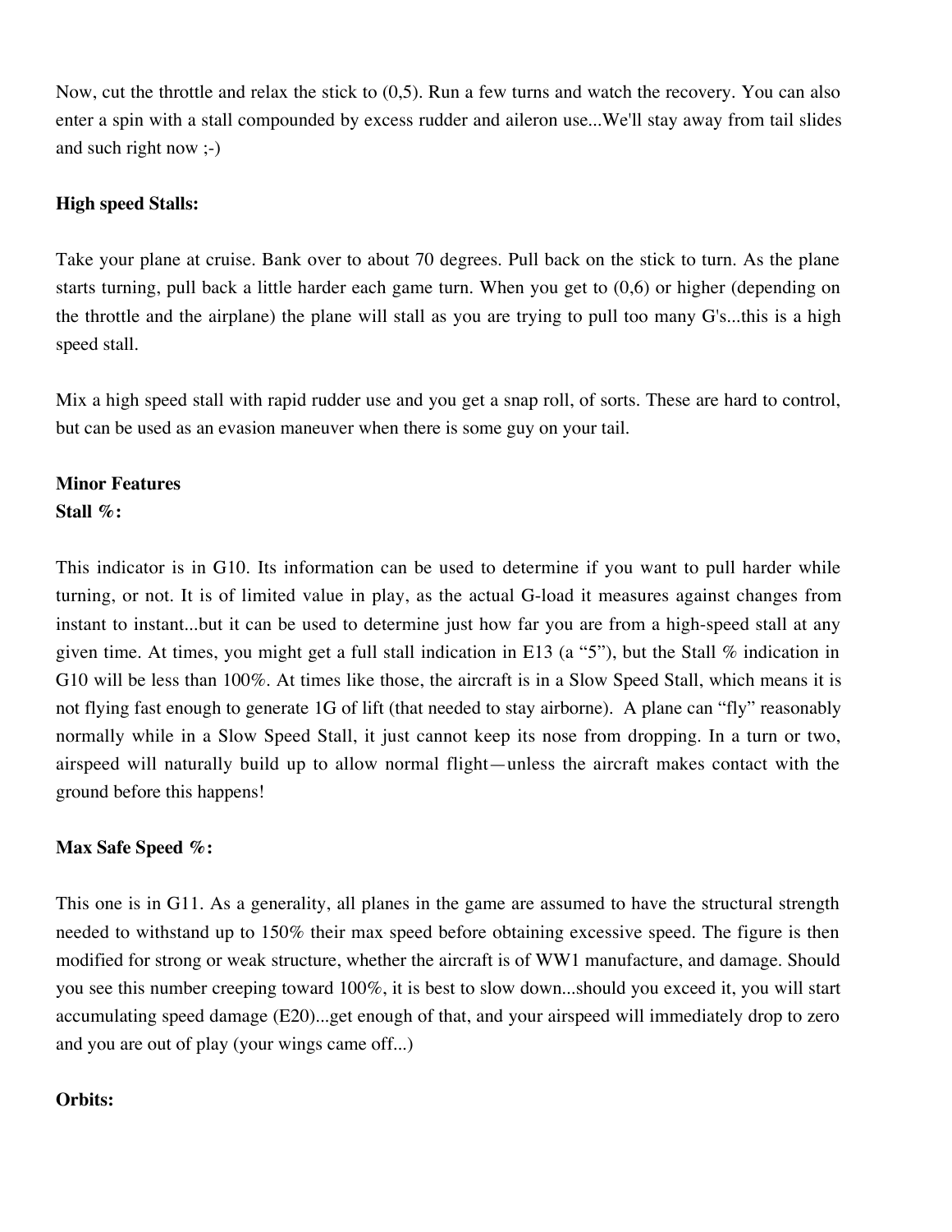Now, cut the throttle and relax the stick to (0,5). Run a few turns and watch the recovery. You can also enter a spin with a stall compounded by excess rudder and aileron use...We'll stay away from tail slides and such right now ;-)

**High speed Stalls:**

Take your plane at cruise. Bank over to about 70 degrees. Pull back on the stick to turn. As the plane starts turning, pull back a little harder each game turn. When you get to (0,6) or higher (depending on the throttle and the airplane) the plane will stall as you are trying to pull too many G's...this is a high speed stall.

Mix a high speed stall with rapid rudder use and you get a snap roll, of sorts. These are hard to control, but can be used as an evasion maneuver when there is some guy on your tail.

**Minor Features**

**Stall %:**

This indicator is in G10. Its information can be used to determine if you want to pull harder while turning, or not. It is of limited value in play, as the actual G-load it measures against changes from instant to instant...but it can be used to determine just how far you are from a high-speed stall at any given time. At times, you might get a full stall indication in E13 (a “5”), but the Stall % indication in G10 will be less than 100%. At times like those, the aircraft is in a Slow Speed Stall, which means it is not flying fast enough to generate 1G of lift (that needed to stay airborne). A plane can “fly” reasonably normally while in a Slow Speed Stall, it just cannot keep its nose from dropping. In a turn or two, airspeed will naturally build up to allow normal flight—unless the aircraft makes contact with the ground before this happens!

**Max Safe Speed %:**

This one is in G11. As a generality, all planes in the game are assumed to have the structural strength needed to withstand up to 150% their max speed before obtaining excessive speed. The figure is then modified for strong or weak structure, whether the aircraft is of WW1 manufacture, and damage. Should you see this number creeping toward 100%, it is best to slow down...should you exceed it, you will start accumulating speed damage (E20)...get enough of that, and your airspeed will immediately drop to zero and you are out of play (your wings came off...)

**Orbits:**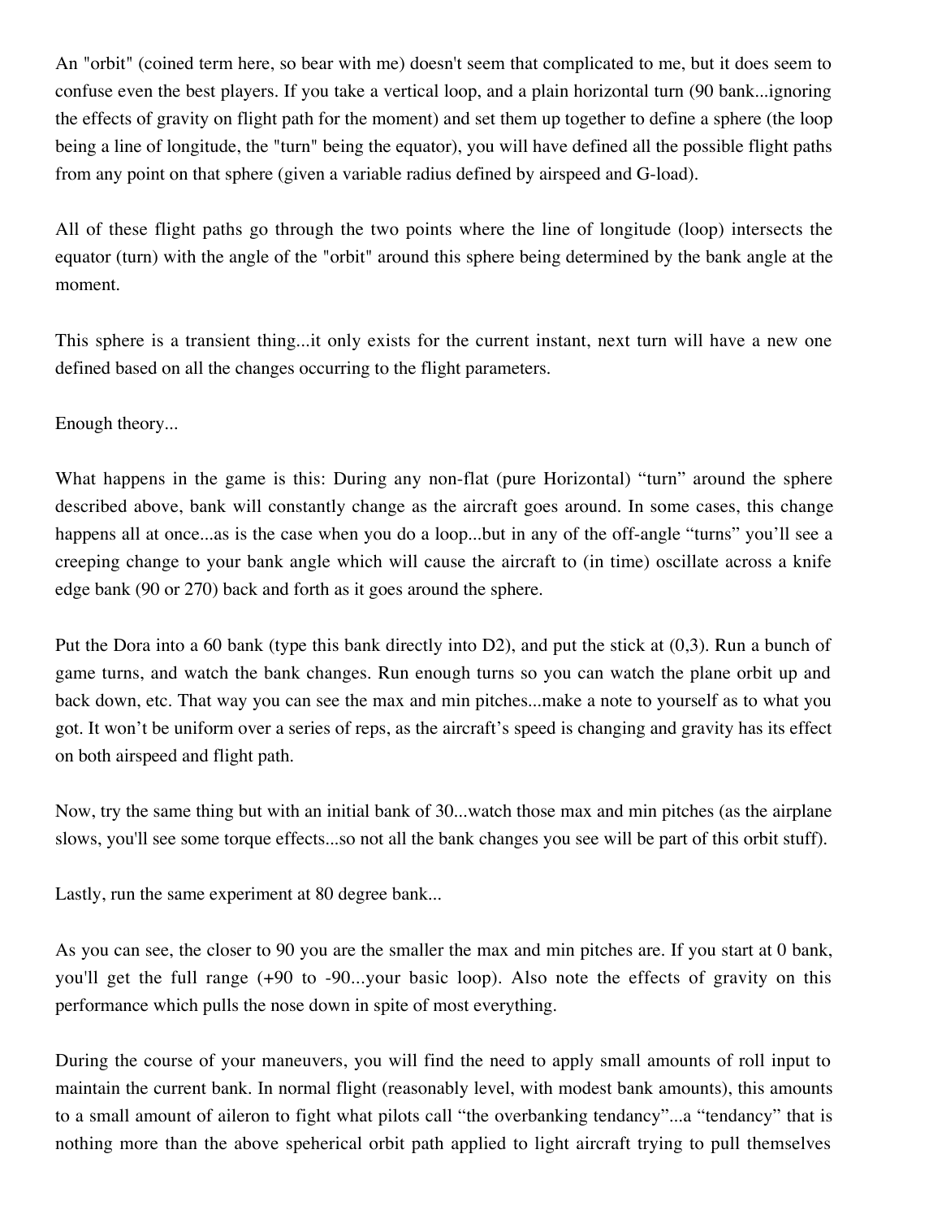An "orbit" (coined term here, so bear with me) doesn't seem that complicated to me, but it does seem to confuse even the best players. If you take a vertical loop, and a plain horizontal turn (90 bank...ignoring the effects of gravity on flight path for the moment) and set them up together to define a sphere (the loop being a line of longitude, the "turn" being the equator), you will have defined all the possible flight paths from any point on that sphere (given a variable radius defined by airspeed and G-load).

All of these flight paths go through the two points where the line of longitude (loop) intersects the equator (turn) with the angle of the "orbit" around this sphere being determined by the bank angle at the moment.

This sphere is a transient thing...it only exists for the current instant, next turn will have a new one defined based on all the changes occurring to the flight parameters.

Enough theory...

What happens in the game is this: During any non-flat (pure Horizontal) “turn” around the sphere described above, bank will constantly change as the aircraft goes around. In some cases, this change happens all at once...as is the case when you do a loop...but in any of the off-angle “turns” you’ll see a creeping change to your bank angle which will cause the aircraft to (in time) oscillate across a knife edge bank (90 or 270) back and forth as it goes around the sphere.

Put the Dora into a 60 bank (type this bank directly into D2), and put the stick at (0,3). Run a bunch of game turns, and watch the bank changes. Run enough turns so you can watch the plane orbit up and back down, etc. That way you can see the max and min pitches...make a note to yourself as to what you got. It won’t be uniform over a series of reps, as the aircraft’s speed is changing and gravity has its effect on both airspeed and flight path.

Now, try the same thing but with an initial bank of 30...watch those max and min pitches (as the airplane slows, you'll see some torque effects...so not all the bank changes you see will be part of this orbit stuff).

Lastly, run the same experiment at 80 degree bank...

As you can see, the closer to 90 you are the smaller the max and min pitches are. If you start at 0 bank, you'll get the full range (+90 to -90...your basic loop). Also note the effects of gravity on this performance which pulls the nose down in spite of most everything.

During the course of your maneuvers, you will find the need to apply small amounts of roll input to maintain the current bank. In normal flight (reasonably level, with modest bank amounts), this amounts to a small amount of aileron to fight what pilots call “the overbanking tendancy”...a “tendancy” that is nothing more than the above speherical orbit path applied to light aircraft trying to pull themselves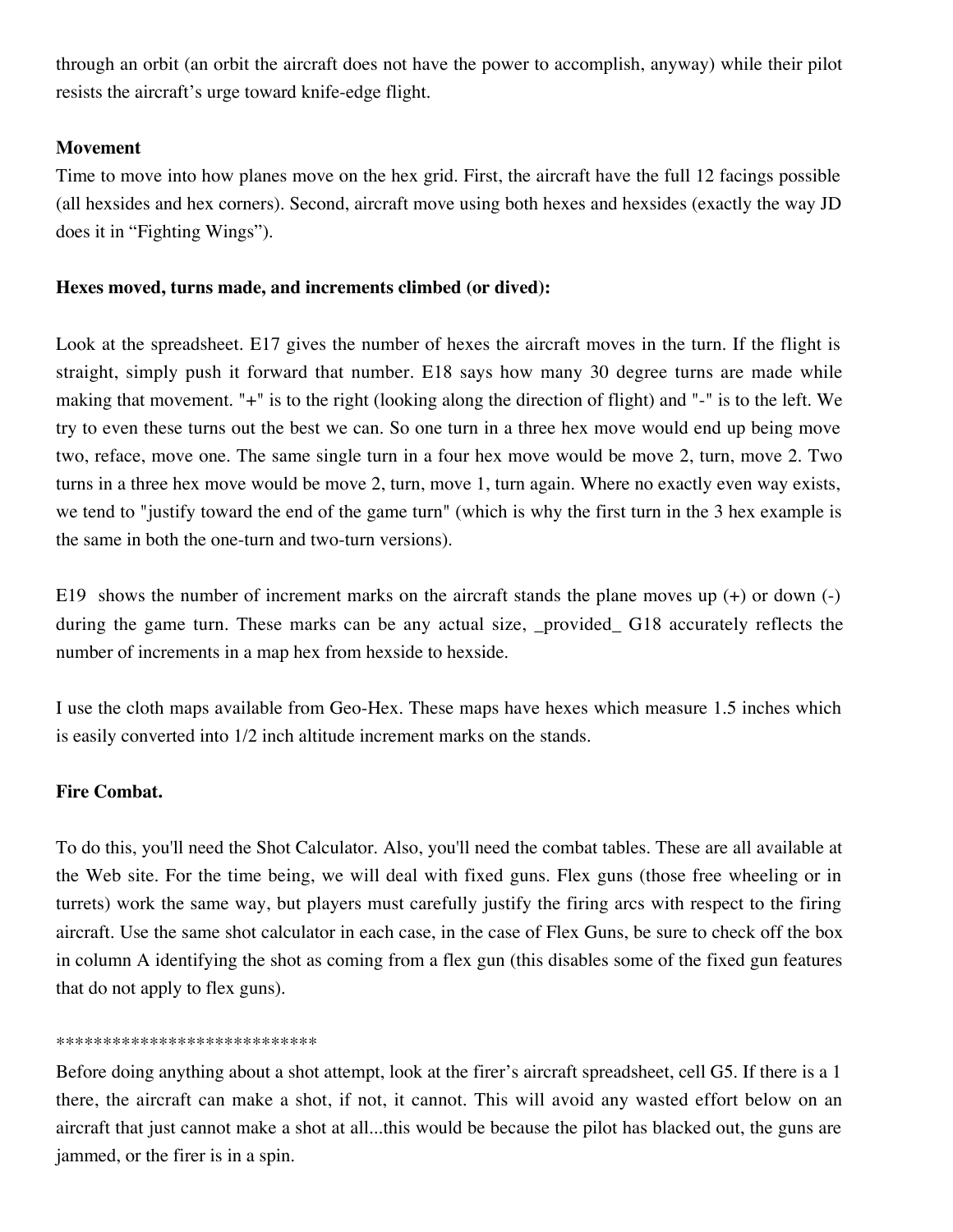through an orbit (an orbit the aircraft does not have the power to accomplish, anyway) while their pilot resists the aircraft's urge toward knife-edge flight.

**Movement**

Time to move into how planes move on the hex grid. First, the aircraft have the full 12 facings possible (all hexsides and hex corners). Second, aircraft move using both hexes and hexsides (exactly the way JD does it in "Fighting Wings").

**Hexes moved, turns made, and increments climbed (or dived):**

Look at the spreadsheet. E17 gives the number of hexes the aircraft moves in the turn. If the flight is straight, simply push it forward that number. E18 says how many 30 degree turns are made while making that movement. "+" is to the right (looking along the direction of flight) and "-" is to the left. We try to even these turns out the best we can. So one turn in a three hex move would end up being move two, reface, move one. The same single turn in a four hex move would be move 2, turn, move 2. Two turns in a three hex move would be move 2, turn, move 1, turn again. Where no exactly even way exists, we tend to "justify toward the end of the game turn" (which is why the first turn in the 3 hex example is the same in both the one-turn and two-turn versions).

E19 shows the number of increment marks on the aircraft stands the plane moves up (+) or down (-) during the game turn. These marks can be any actual size, _provided_ G18 accurately reflects the number of increments in a map hex from hexside to hexside.

I use the cloth maps available from Geo-Hex. These maps have hexes which measure 1.5 inches which is easily converted into 1/2 inch altitude increment marks on the stands.

**Fire Combat.**

To do this, you'll need the Shot Calculator. Also, you'll need the combat tables. These are all available at the Web site. For the time being, we will deal with fixed guns. Flex guns (those free wheeling or in turrets) work the same way, but players must carefully justify the firing arcs with respect to the firing aircraft. Use the same shot calculator in each case, in the case of Flex Guns, be sure to check off the box in column A identifying the shot as coming from a flex gun (this disables some of the fixed gun features that do not apply to flex guns).

****************************

Before doing anything about a shot attempt, look at the firer's aircraft spreadsheet, cell G5. If there is a 1 there, the aircraft can make a shot, if not, it cannot. This will avoid any wasted effort below on an aircraft that just cannot make a shot at all...this would be because the pilot has blacked out, the guns are jammed, or the firer is in a spin.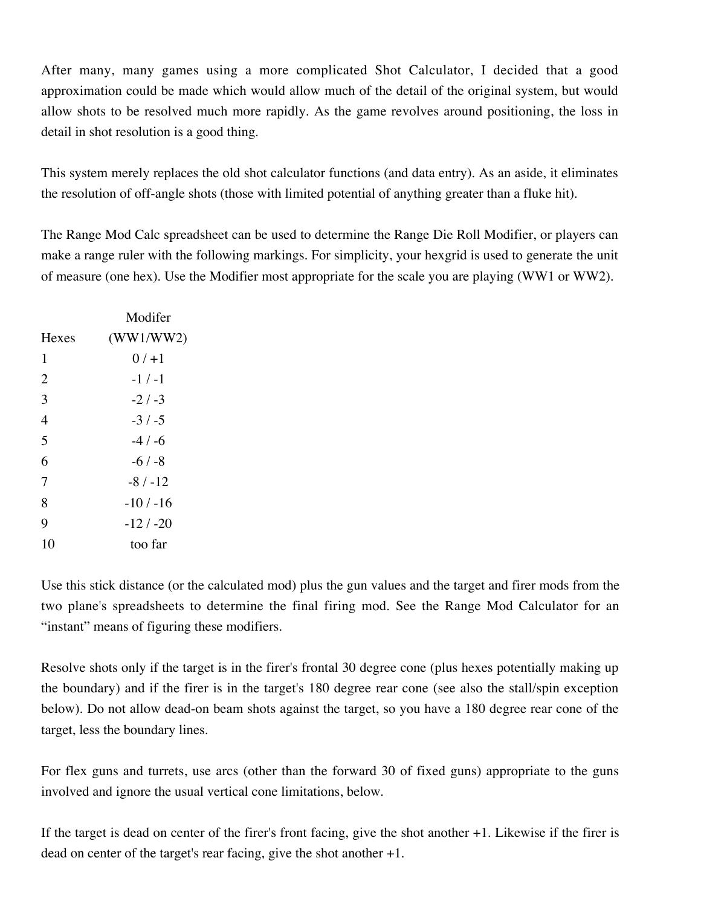After many, many games using a more complicated Shot Calculator, I decided that a good approximation could be made which would allow much of the detail of the original system, but would allow shots to be resolved much more rapidly. As the game revolves around positioning, the loss in detail in shot resolution is a good thing.

This system merely replaces the old shot calculator functions (and data entry). As an aside, it eliminates the resolution of off-angle shots (those with limited potential of anything greater than a fluke hit).

The Range Mod Calc spreadsheet can be used to determine the Range Die Roll Modifier, or players can make a range ruler with the following markings. For simplicity, your hexgrid is used to generate the unit of measure (one hex). Use the Modifier most appropriate for the scale you are playing (WW1 or WW2).

| Hexes | Modifer (WW1/WW2) |
|---|---|
| 1 | 0 / +1 |
| 2 | -1 / -1 |
| 3 | -2 / -3 |
| 4 | -3 / -5 |
| 5 | -4 / -6 |
| 6 | -6 / -8 |
| 7 | -8 / -12 |
| 8 | -10 / -16 |
| 9 | -12 / -20 |
| 10 | too far |

Use this stick distance (or the calculated mod) plus the gun values and the target and firer mods from the two plane's spreadsheets to determine the final firing mod. See the Range Mod Calculator for an “instant” means of figuring these modifiers.

Resolve shots only if the target is in the firer's frontal 30 degree cone (plus hexes potentially making up the boundary) and if the firer is in the target's 180 degree rear cone (see also the stall/spin exception below). Do not allow dead-on beam shots against the target, so you have a 180 degree rear cone of the target, less the boundary lines.

For flex guns and turrets, use arcs (other than the forward 30 of fixed guns) appropriate to the guns involved and ignore the usual vertical cone limitations, below.

If the target is dead on center of the firer's front facing, give the shot another +1. Likewise if the firer is dead on center of the target's rear facing, give the shot another +1.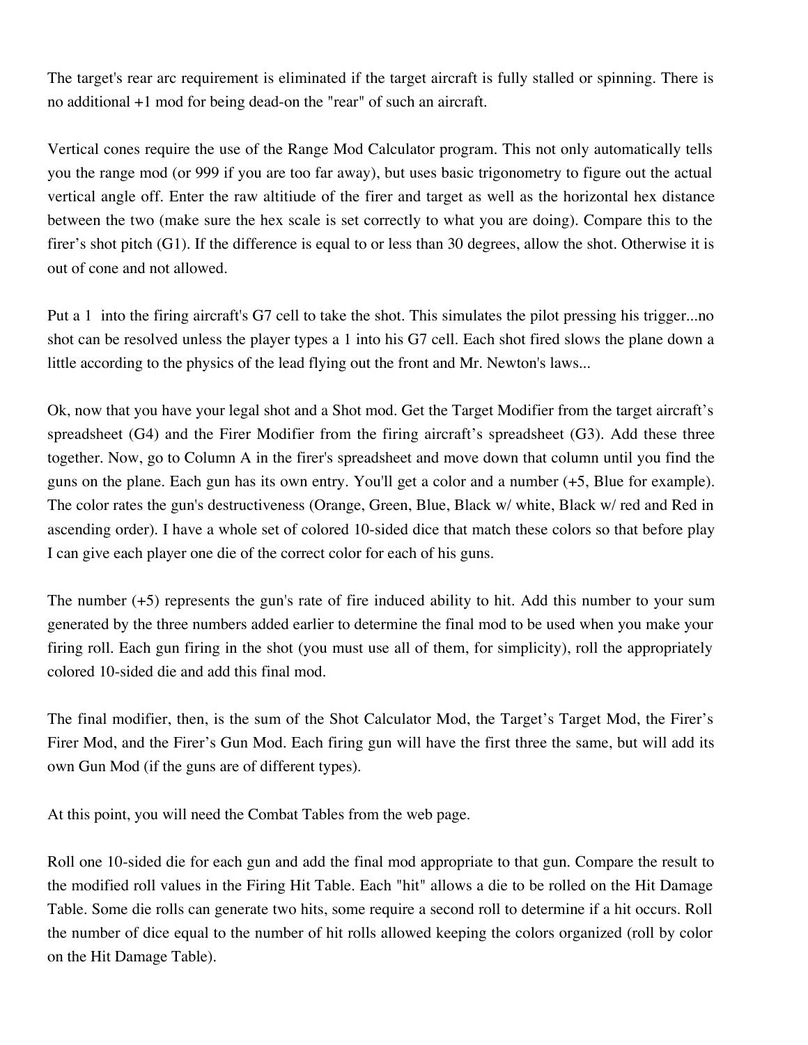The target's rear arc requirement is eliminated if the target aircraft is fully stalled or spinning. There is no additional +1 mod for being dead-on the "rear" of such an aircraft.

Vertical cones require the use of the Range Mod Calculator program. This not only automatically tells you the range mod (or 999 if you are too far away), but uses basic trigonometry to figure out the actual vertical angle off. Enter the raw altitiude of the firer and target as well as the horizontal hex distance between the two (make sure the hex scale is set correctly to what you are doing). Compare this to the firer's shot pitch (G1). If the difference is equal to or less than 30 degrees, allow the shot. Otherwise it is out of cone and not allowed.

Put a 1 into the firing aircraft's G7 cell to take the shot. This simulates the pilot pressing his trigger...no shot can be resolved unless the player types a 1 into his G7 cell. Each shot fired slows the plane down a little according to the physics of the lead flying out the front and Mr. Newton's laws...

Ok, now that you have your legal shot and a Shot mod. Get the Target Modifier from the target aircraft's spreadsheet (G4) and the Firer Modifier from the firing aircraft's spreadsheet (G3). Add these three together. Now, go to Column A in the firer's spreadsheet and move down that column until you find the guns on the plane. Each gun has its own entry. You'll get a color and a number (+5, Blue for example). The color rates the gun's destructiveness (Orange, Green, Blue, Black w/ white, Black w/ red and Red in ascending order). I have a whole set of colored 10-sided dice that match these colors so that before play I can give each player one die of the correct color for each of his guns.

The number (+5) represents the gun's rate of fire induced ability to hit. Add this number to your sum generated by the three numbers added earlier to determine the final mod to be used when you make your firing roll. Each gun firing in the shot (you must use all of them, for simplicity), roll the appropriately colored 10-sided die and add this final mod.

The final modifier, then, is the sum of the Shot Calculator Mod, the Target's Target Mod, the Firer's Firer Mod, and the Firer's Gun Mod. Each firing gun will have the first three the same, but will add its own Gun Mod (if the guns are of different types).

At this point, you will need the Combat Tables from the web page.

Roll one 10-sided die for each gun and add the final mod appropriate to that gun. Compare the result to the modified roll values in the Firing Hit Table. Each "hit" allows a die to be rolled on the Hit Damage Table. Some die rolls can generate two hits, some require a second roll to determine if a hit occurs. Roll the number of dice equal to the number of hit rolls allowed keeping the colors organized (roll by color on the Hit Damage Table).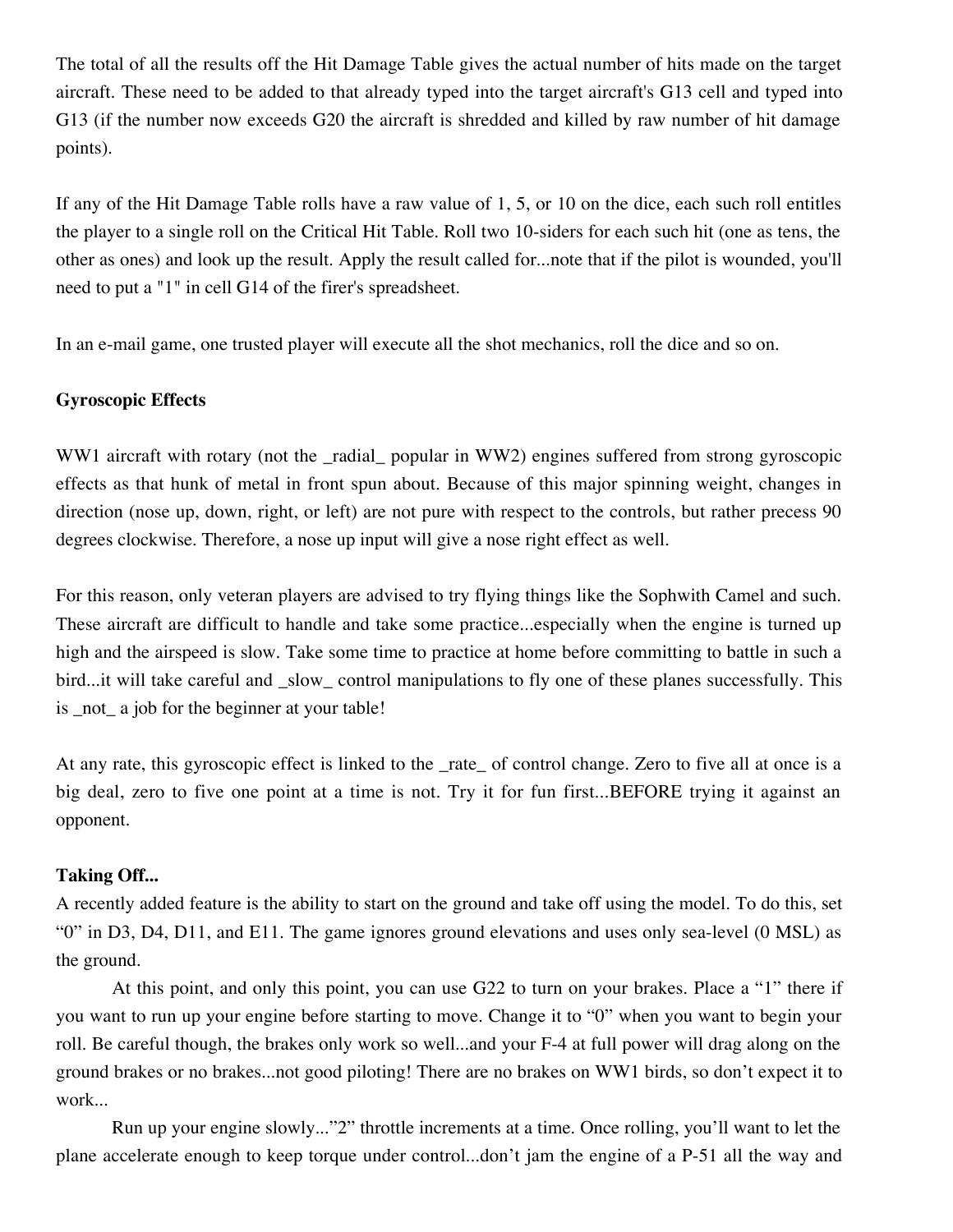The total of all the results off the Hit Damage Table gives the actual number of hits made on the target aircraft. These need to be added to that already typed into the target aircraft's G13 cell and typed into G13 (if the number now exceeds G20 the aircraft is shredded and killed by raw number of hit damage points).

If any of the Hit Damage Table rolls have a raw value of 1, 5, or 10 on the dice, each such roll entitles the player to a single roll on the Critical Hit Table. Roll two 10-siders for each such hit (one as tens, the other as ones) and look up the result. Apply the result called for...note that if the pilot is wounded, you'll need to put a "1" in cell G14 of the firer's spreadsheet.

In an e-mail game, one trusted player will execute all the shot mechanics, roll the dice and so on.

**Gyroscopic Effects**

WW1 aircraft with rotary (not the _radial_ popular in WW2) engines suffered from strong gyroscopic effects as that hunk of metal in front spun about. Because of this major spinning weight, changes in direction (nose up, down, right, or left) are not pure with respect to the controls, but rather precess 90 degrees clockwise. Therefore, a nose up input will give a nose right effect as well.

For this reason, only veteran players are advised to try flying things like the Sophwith Camel and such. These aircraft are difficult to handle and take some practice...especially when the engine is turned up high and the airspeed is slow. Take some time to practice at home before committing to battle in such a bird...it will take careful and _slow_ control manipulations to fly one of these planes successfully. This is _not_ a job for the beginner at your table!

At any rate, this gyroscopic effect is linked to the _rate_ of control change. Zero to five all at once is a big deal, zero to five one point at a time is not. Try it for fun first...BEFORE trying it against an opponent.

**Taking Off...**

A recently added feature is the ability to start on the ground and take off using the model. To do this, set "0" in D3, D4, D11, and E11. The game ignores ground elevations and uses only sea-level (0 MSL) as the ground.

At this point, and only this point, you can use G22 to turn on your brakes. Place a "1" there if you want to run up your engine before starting to move. Change it to "0" when you want to begin your roll. Be careful though, the brakes only work so well...and your F-4 at full power will drag along on the ground brakes or no brakes...not good piloting! There are no brakes on WW1 birds, so don't expect it to work...

Run up your engine slowly..."2" throttle increments at a time. Once rolling, you'll want to let the plane accelerate enough to keep torque under control...don't jam the engine of a P-51 all the way and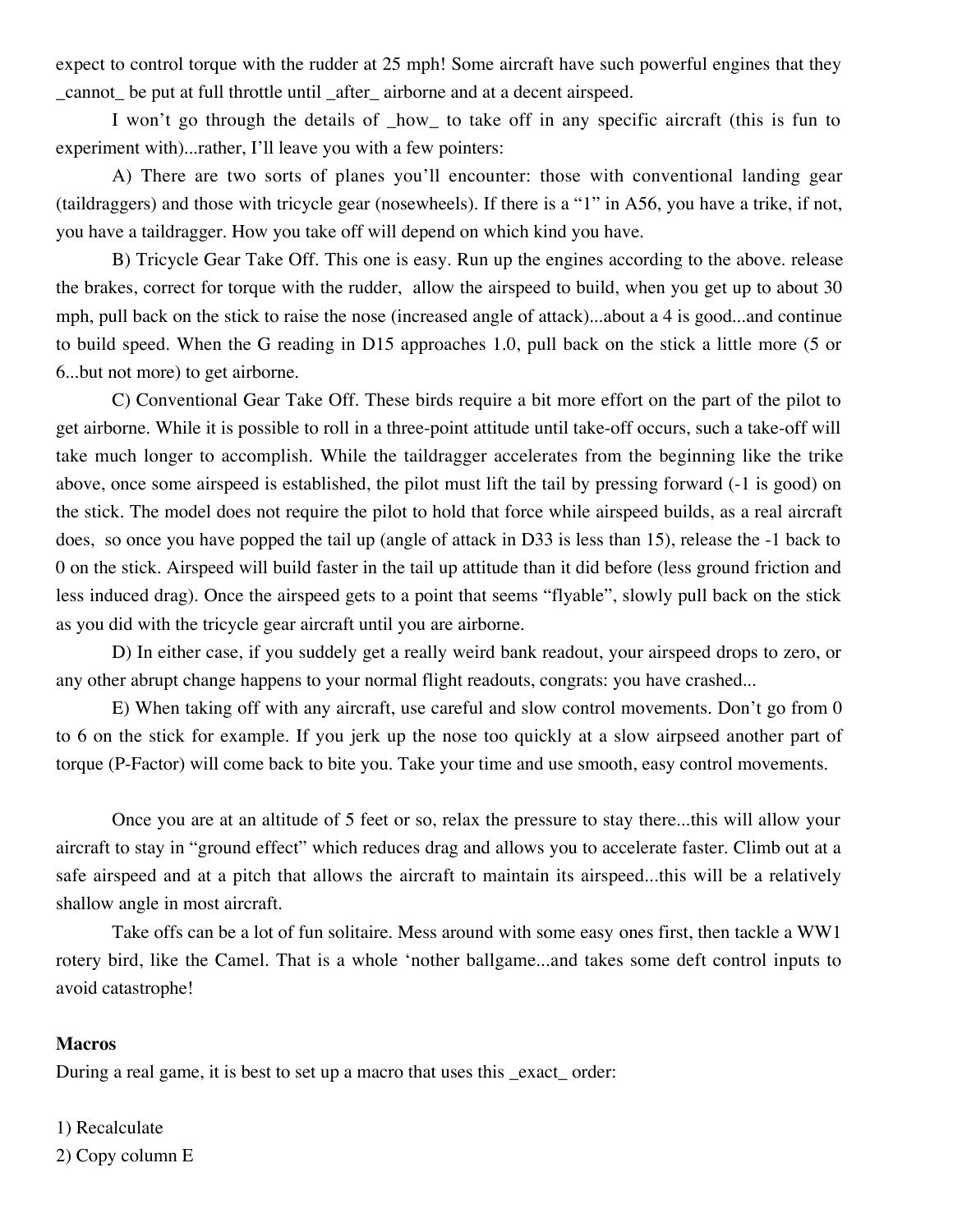expect to control torque with the rudder at 25 mph! Some aircraft have such powerful engines that they _cannot_ be put at full throttle until _after_ airborne and at a decent airspeed.

I won't go through the details of _how_ to take off in any specific aircraft (this is fun to experiment with)...rather, I'll leave you with a few pointers:

A) There are two sorts of planes you'll encounter: those with conventional landing gear (taildraggers) and those with tricycle gear (nosewheels). If there is a "1" in A56, you have a trike, if not, you have a taildragger. How you take off will depend on which kind you have.

B) Tricycle Gear Take Off. This one is easy. Run up the engines according to the above. release the brakes, correct for torque with the rudder, allow the airspeed to build, when you get up to about 30 mph, pull back on the stick to raise the nose (increased angle of attack)...about a 4 is good...and continue to build speed. When the G reading in D15 approaches 1.0, pull back on the stick a little more (5 or 6...but not more) to get airborne.

C) Conventional Gear Take Off. These birds require a bit more effort on the part of the pilot to get airborne. While it is possible to roll in a three-point attitude until take-off occurs, such a take-off will take much longer to accomplish. While the taildragger accelerates from the beginning like the trike above, once some airspeed is established, the pilot must lift the tail by pressing forward (-1 is good) on the stick. The model does not require the pilot to hold that force while airspeed builds, as a real aircraft does, so once you have popped the tail up (angle of attack in D33 is less than 15), release the -1 back to 0 on the stick. Airspeed will build faster in the tail up attitude than it did before (less ground friction and less induced drag). Once the airspeed gets to a point that seems "flyable", slowly pull back on the stick as you did with the tricycle gear aircraft until you are airborne.

D) In either case, if you suddely get a really weird bank readout, your airspeed drops to zero, or any other abrupt change happens to your normal flight readouts, congrats: you have crashed...

E) When taking off with any aircraft, use careful and slow control movements. Don't go from 0 to 6 on the stick for example. If you jerk up the nose too quickly at a slow airpseed another part of torque (P-Factor) will come back to bite you. Take your time and use smooth, easy control movements.

Once you are at an altitude of 5 feet or so, relax the pressure to stay there...this will allow your aircraft to stay in "ground effect" which reduces drag and allows you to accelerate faster. Climb out at a safe airspeed and at a pitch that allows the aircraft to maintain its airspeed...this will be a relatively shallow angle in most aircraft.

Take offs can be a lot of fun solitaire. Mess around with some easy ones first, then tackle a WW1 rotery bird, like the Camel. That is a whole 'nother ballgame...and takes some deft control inputs to avoid catastrophe!

**Macros**

During a real game, it is best to set up a macro that uses this _exact_ order:

1) Recalculate
2) Copy column E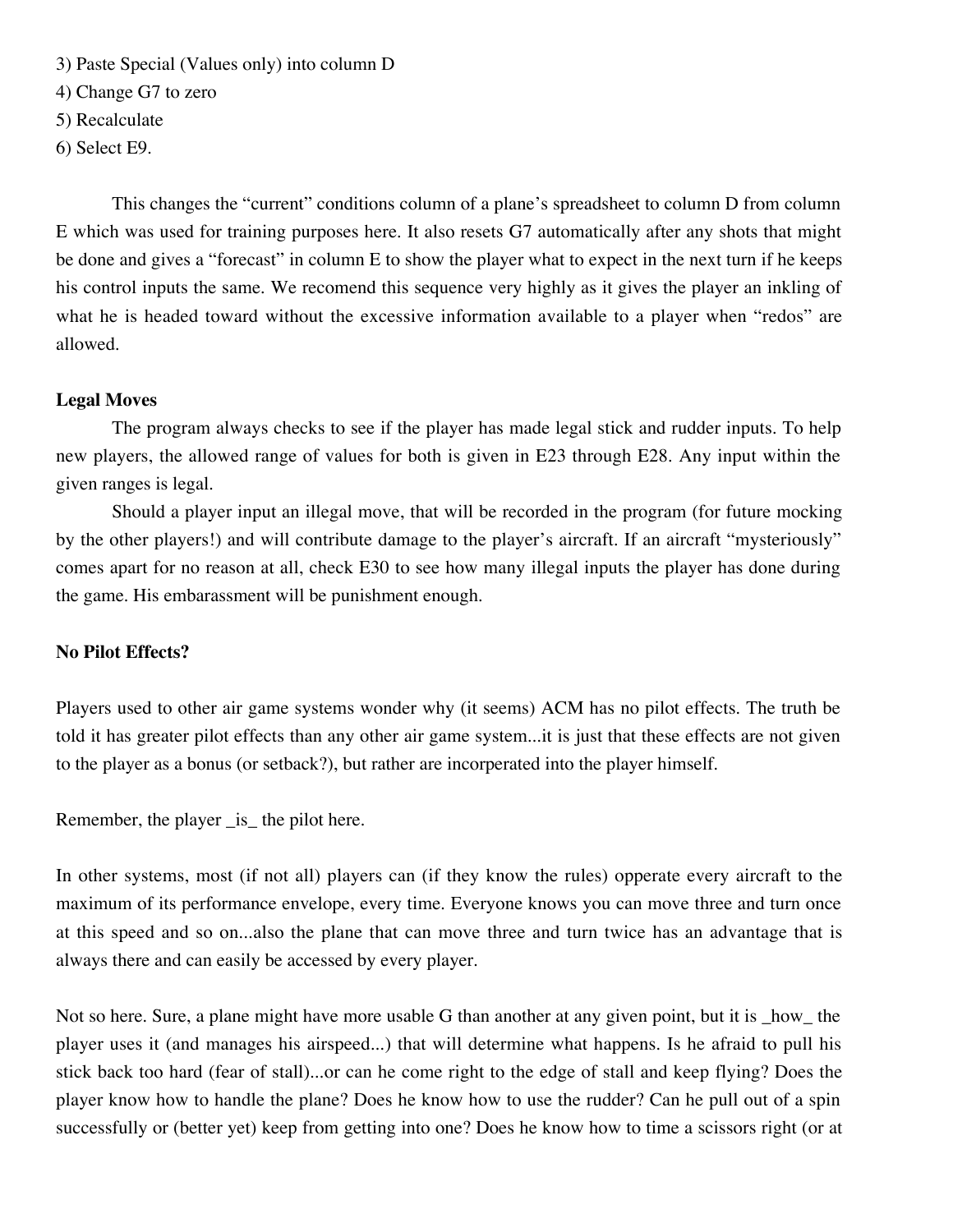3) Paste Special (Values only) into column D
4) Change G7 to zero
5) Recalculate
6) Select E9.

This changes the "current" conditions column of a plane's spreadsheet to column D from column E which was used for training purposes here. It also resets G7 automatically after any shots that might be done and gives a "forecast" in column E to show the player what to expect in the next turn if he keeps his control inputs the same. We recomend this sequence very highly as it gives the player an inkling of what he is headed toward without the excessive information available to a player when "redos" are allowed.

**Legal Moves**

The program always checks to see if the player has made legal stick and rudder inputs. To help new players, the allowed range of values for both is given in E23 through E28. Any input within the given ranges is legal.

Should a player input an illegal move, that will be recorded in the program (for future mocking by the other players!) and will contribute damage to the player's aircraft. If an aircraft "mysteriously" comes apart for no reason at all, check E30 to see how many illegal inputs the player has done during the game. His embarassment will be punishment enough.

**No Pilot Effects?**

Players used to other air game systems wonder why (it seems) ACM has no pilot effects. The truth be told it has greater pilot effects than any other air game system...it is just that these effects are not given to the player as a bonus (or setback?), but rather are incorperated into the player himself.

Remember, the player _is_ the pilot here.

In other systems, most (if not all) players can (if they know the rules) opperate every aircraft to the maximum of its performance envelope, every time. Everyone knows you can move three and turn once at this speed and so on...also the plane that can move three and turn twice has an advantage that is always there and can easily be accessed by every player.

Not so here. Sure, a plane might have more usable G than another at any given point, but it is _how_ the player uses it (and manages his airspeed...) that will determine what happens. Is he afraid to pull his stick back too hard (fear of stall)...or can he come right to the edge of stall and keep flying? Does the player know how to handle the plane? Does he know how to use the rudder? Can he pull out of a spin successfully or (better yet) keep from getting into one? Does he know how to time a scissors right (or at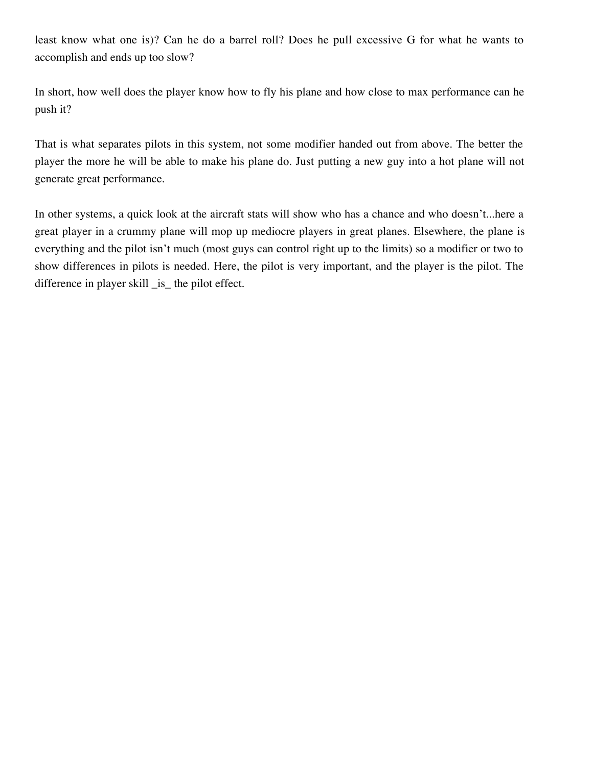least know what one is)? Can he do a barrel roll? Does he pull excessive G for what he wants to accomplish and ends up too slow?

In short, how well does the player know how to fly his plane and how close to max performance can he push it?

That is what separates pilots in this system, not some modifier handed out from above. The better the player the more he will be able to make his plane do. Just putting a new guy into a hot plane will not generate great performance.

In other systems, a quick look at the aircraft stats will show who has a chance and who doesn't...here a great player in a crummy plane will mop up mediocre players in great planes. Elsewhere, the plane is everything and the pilot isn't much (most guys can control right up to the limits) so a modifier or two to show differences in pilots is needed. Here, the pilot is very important, and the player is the pilot. The difference in player skill _is_ the pilot effect.